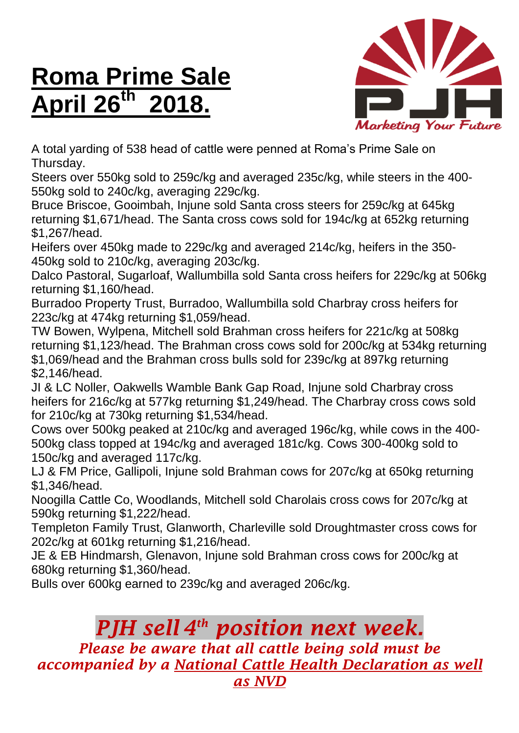# Roma Prime Sale April 26th 2018.

Marketing Your Future

A total yarding of 538 head of cattle were penned at Roma's Prime Sale on Thursday.

Steers over 550kg sold to 259c/kg and averaged 235c/kg, while steers in the 400-550kg sold to 240c/kg, averaging 229c/kg.

Bruce Briscoe, Gooimbah, Injune sold Santa cross steers for 259c/kg at 645kg returning $1,671/head. The Santa cross cows sold for 194c/kg at 652kg returning $1,267/head.

Heifers over 450kg made to 229c/kg and averaged 214c/kg, heifers in the 350-450kg sold to 210c/kg, averaging 203c/kg.

Dalco Pastoral, Sugarloaf, Wallumbilla sold Santa cross heifers for 229c/kg at 506kg returning $1,160/head.

Burradoo Property Trust, Burradoo, Wallumbilla sold Charbray cross heifers for 223c/kg at 474kg returning $1,059/head.

TW Bowen, Wylpena, Mitchell sold Brahman cross heifers for 221c/kg at 508kg returning $1,123/head. The Brahman cross cows sold for 200c/kg at 534kg returning $1,069/head and the Brahman cross bulls sold for 239c/kg at 897kg returning $2,146/head.

JI & LC Noller, Oakwells Wamble Bank Gap Road, Injune sold Charbray cross heifers for 216c/kg at 577kg returning $1,249/head. The Charbray cross cows sold for 210c/kg at 730kg returning $1,534/head.

Cows over 500kg peaked at 210c/kg and averaged 196c/kg, while cows in the 400-500kg class topped at 194c/kg and averaged 181c/kg. Cows 300-400kg sold to 150c/kg and averaged 117c/kg.

LJ & FM Price, Gallipoli, Injune sold Brahman cows for 207c/kg at 650kg returning $1,346/head.

Noogilla Cattle Co, Woodlands, Mitchell sold Charolais cross cows for 207c/kg at 590kg returning $1,222/head.

Templeton Family Trust, Glanworth, Charleville sold Droughtmaster cross cows for 202c/kg at 601kg returning $1,216/head.

JE & EB Hindmarsh, Glenavon, Injune sold Brahman cross cows for 200c/kg at 680kg returning $1,360/head.

Bulls over 600kg earned to 239c/kg and averaged 206c/kg.

## *PJH sell 4th position next week.*

***Please be aware that all cattle being sold must be accompanied by a National Cattle Health Declaration as well as NVD***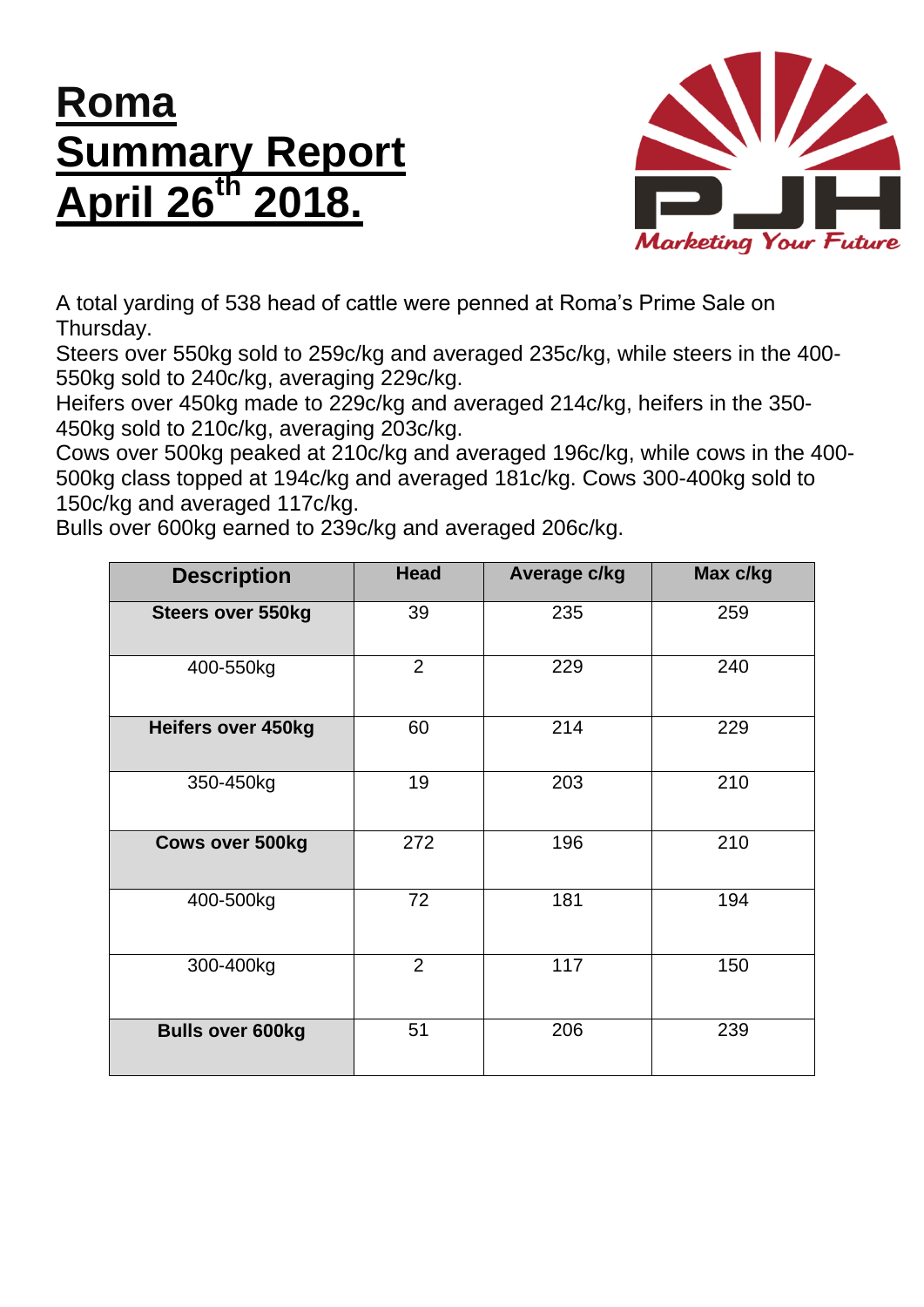# Roma Summary Report April 26th 2018.

PJH
*Marketing Your Future*

A total yarding of 538 head of cattle were penned at Roma's Prime Sale on Thursday.

Steers over 550kg sold to 259c/kg and averaged 235c/kg, while steers in the 400-550kg sold to 240c/kg, averaging 229c/kg.

Heifers over 450kg made to 229c/kg and averaged 214c/kg, heifers in the 350-450kg sold to 210c/kg, averaging 203c/kg.

Cows over 500kg peaked at 210c/kg and averaged 196c/kg, while cows in the 400-500kg class topped at 194c/kg and averaged 181c/kg. Cows 300-400kg sold to 150c/kg and averaged 117c/kg.

Bulls over 600kg earned to 239c/kg and averaged 206c/kg.

| Description | Head | Average c/kg | Max c/kg |
|---|---|---|---|
| **Steers over 550kg** | 39 | 235 | 259 |
| 400-550kg | 2 | 229 | 240 |
| **Heifers over 450kg** | 60 | 214 | 229 |
| 350-450kg | 19 | 203 | 210 |
| **Cows over 500kg** | 272 | 196 | 210 |
| 400-500kg | 72 | 181 | 194 |
| 300-400kg | 2 | 117 | 150 |
| **Bulls over 600kg** | 51 | 206 | 239 |